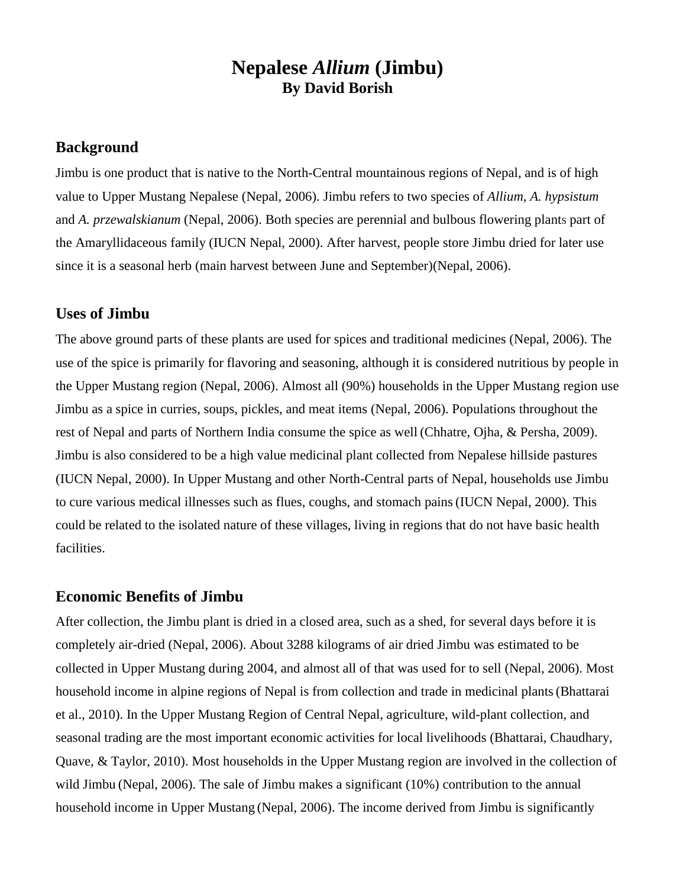# Nepalese *Allium* (Jimbu)

**By David Borish**

## Background

Jimbu is one product that is native to the North-Central mountainous regions of Nepal, and is of high value to Upper Mustang Nepalese (Nepal, 2006). Jimbu refers to two species of *Allium*, *A. hypsistum* and *A. przewalskianum* (Nepal, 2006). Both species are perennial and bulbous flowering plants part of the Amaryllidaceous family (IUCN Nepal, 2000). After harvest, people store Jimbu dried for later use since it is a seasonal herb (main harvest between June and September)(Nepal, 2006).

## Uses of Jimbu

The above ground parts of these plants are used for spices and traditional medicines (Nepal, 2006). The use of the spice is primarily for flavoring and seasoning, although it is considered nutritious by people in the Upper Mustang region (Nepal, 2006). Almost all (90%) households in the Upper Mustang region use Jimbu as a spice in curries, soups, pickles, and meat items (Nepal, 2006). Populations throughout the rest of Nepal and parts of Northern India consume the spice as well (Chhatre, Ojha, & Persha, 2009). Jimbu is also considered to be a high value medicinal plant collected from Nepalese hillside pastures (IUCN Nepal, 2000). In Upper Mustang and other North-Central parts of Nepal, households use Jimbu to cure various medical illnesses such as flues, coughs, and stomach pains (IUCN Nepal, 2000). This could be related to the isolated nature of these villages, living in regions that do not have basic health facilities.

## Economic Benefits of Jimbu

After collection, the Jimbu plant is dried in a closed area, such as a shed, for several days before it is completely air-dried (Nepal, 2006). About 3288 kilograms of air dried Jimbu was estimated to be collected in Upper Mustang during 2004, and almost all of that was used for to sell (Nepal, 2006). Most household income in alpine regions of Nepal is from collection and trade in medicinal plants (Bhattarai et al., 2010). In the Upper Mustang Region of Central Nepal, agriculture, wild-plant collection, and seasonal trading are the most important economic activities for local livelihoods (Bhattarai, Chaudhary, Quave, & Taylor, 2010). Most households in the Upper Mustang region are involved in the collection of wild Jimbu (Nepal, 2006). The sale of Jimbu makes a significant (10%) contribution to the annual household income in Upper Mustang (Nepal, 2006). The income derived from Jimbu is significantly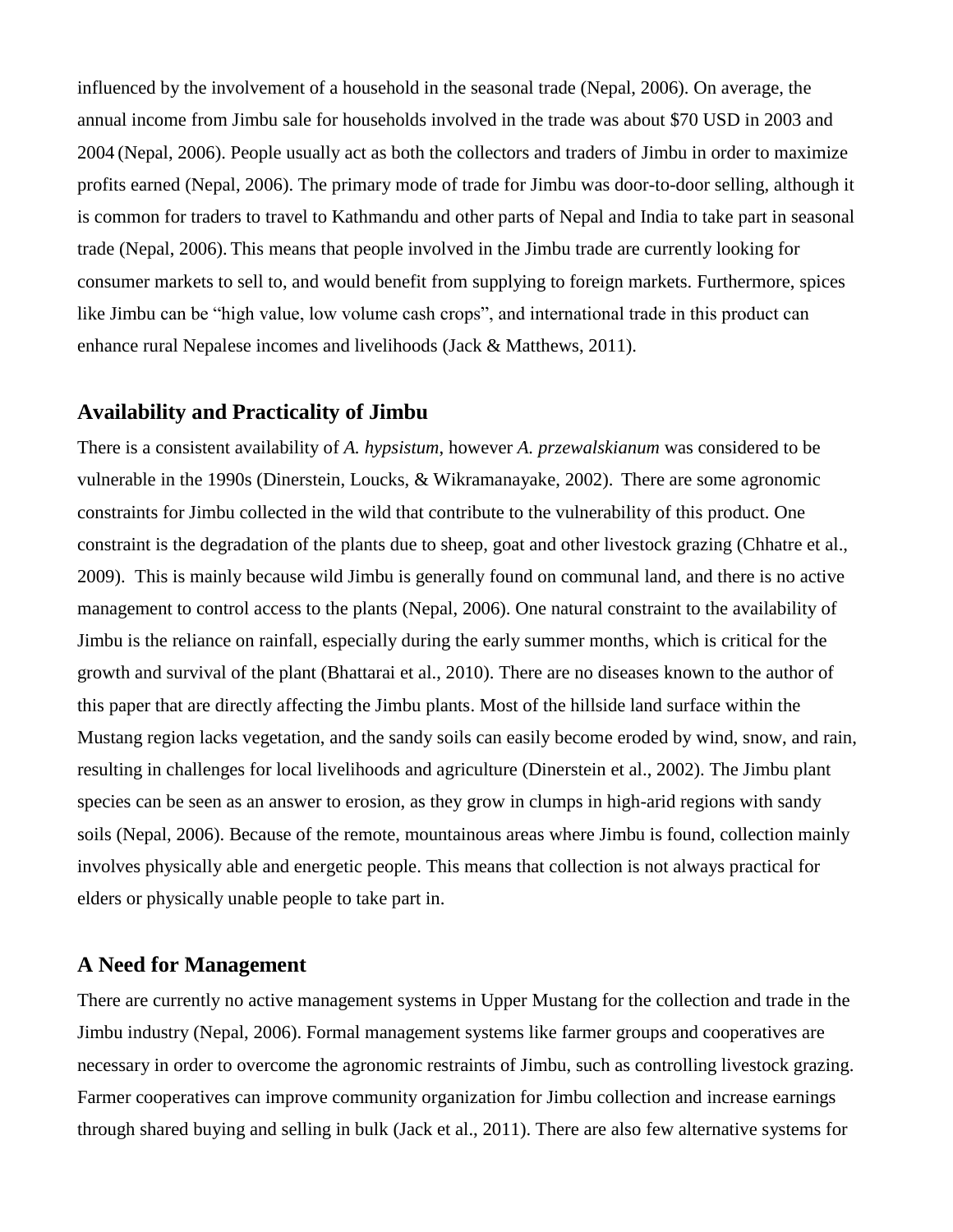influenced by the involvement of a household in the seasonal trade (Nepal, 2006). On average, the annual income from Jimbu sale for households involved in the trade was about $70 USD in 2003 and 2004 (Nepal, 2006). People usually act as both the collectors and traders of Jimbu in order to maximize profits earned (Nepal, 2006). The primary mode of trade for Jimbu was door-to-door selling, although it is common for traders to travel to Kathmandu and other parts of Nepal and India to take part in seasonal trade (Nepal, 2006). This means that people involved in the Jimbu trade are currently looking for consumer markets to sell to, and would benefit from supplying to foreign markets. Furthermore, spices like Jimbu can be "high value, low volume cash crops", and international trade in this product can enhance rural Nepalese incomes and livelihoods (Jack & Matthews, 2011).

## Availability and Practicality of Jimbu

There is a consistent availability of *A. hypsistum*, however *A. przewalskianum* was considered to be vulnerable in the 1990s (Dinerstein, Loucks, & Wikramanayake, 2002). There are some agronomic constraints for Jimbu collected in the wild that contribute to the vulnerability of this product. One constraint is the degradation of the plants due to sheep, goat and other livestock grazing (Chhatre et al., 2009). This is mainly because wild Jimbu is generally found on communal land, and there is no active management to control access to the plants (Nepal, 2006). One natural constraint to the availability of Jimbu is the reliance on rainfall, especially during the early summer months, which is critical for the growth and survival of the plant (Bhattarai et al., 2010). There are no diseases known to the author of this paper that are directly affecting the Jimbu plants. Most of the hillside land surface within the Mustang region lacks vegetation, and the sandy soils can easily become eroded by wind, snow, and rain, resulting in challenges for local livelihoods and agriculture (Dinerstein et al., 2002). The Jimbu plant species can be seen as an answer to erosion, as they grow in clumps in high-arid regions with sandy soils (Nepal, 2006). Because of the remote, mountainous areas where Jimbu is found, collection mainly involves physically able and energetic people. This means that collection is not always practical for elders or physically unable people to take part in.

## A Need for Management

There are currently no active management systems in Upper Mustang for the collection and trade in the Jimbu industry (Nepal, 2006). Formal management systems like farmer groups and cooperatives are necessary in order to overcome the agronomic restraints of Jimbu, such as controlling livestock grazing. Farmer cooperatives can improve community organization for Jimbu collection and increase earnings through shared buying and selling in bulk (Jack et al., 2011). There are also few alternative systems for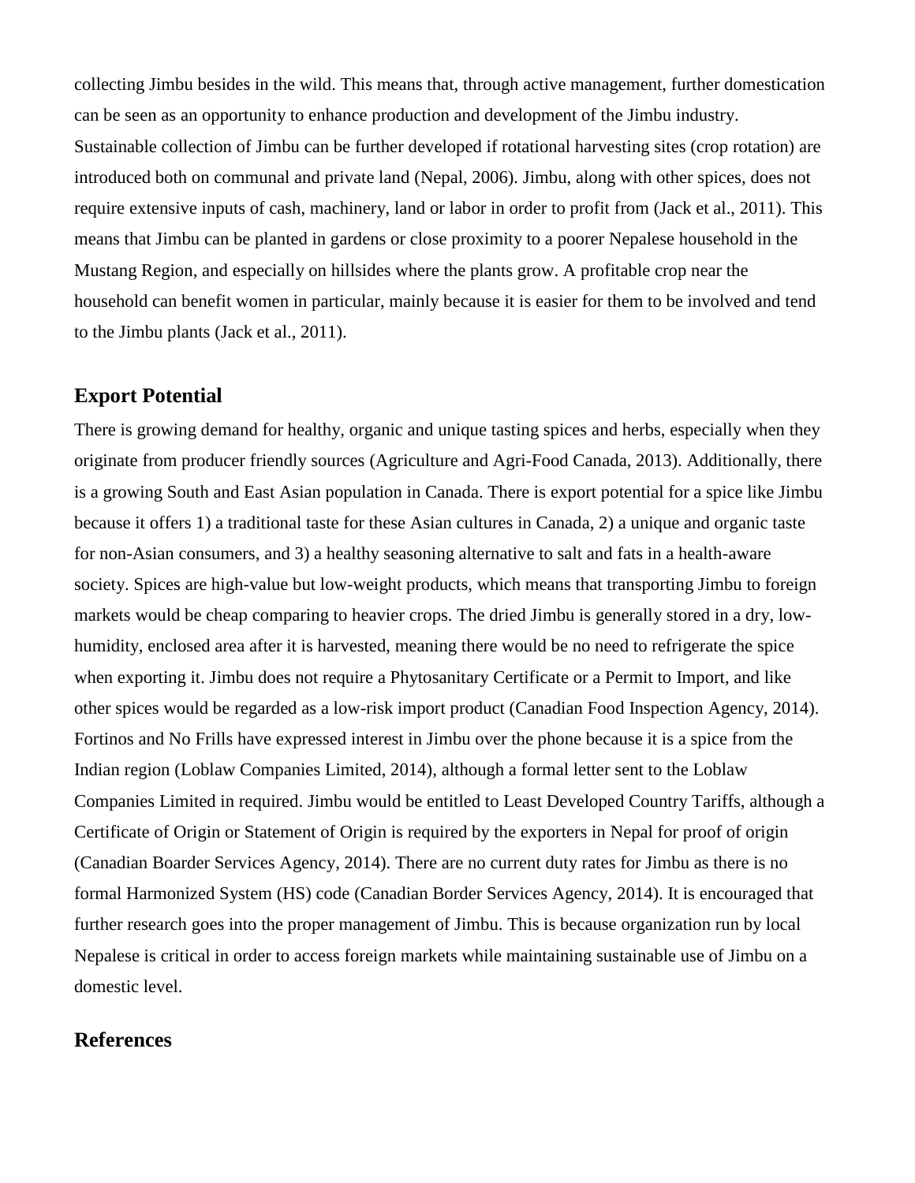collecting Jimbu besides in the wild. This means that, through active management, further domestication can be seen as an opportunity to enhance production and development of the Jimbu industry. Sustainable collection of Jimbu can be further developed if rotational harvesting sites (crop rotation) are introduced both on communal and private land (Nepal, 2006). Jimbu, along with other spices, does not require extensive inputs of cash, machinery, land or labor in order to profit from (Jack et al., 2011). This means that Jimbu can be planted in gardens or close proximity to a poorer Nepalese household in the Mustang Region, and especially on hillsides where the plants grow. A profitable crop near the household can benefit women in particular, mainly because it is easier for them to be involved and tend to the Jimbu plants (Jack et al., 2011).

## Export Potential

There is growing demand for healthy, organic and unique tasting spices and herbs, especially when they originate from producer friendly sources (Agriculture and Agri-Food Canada, 2013). Additionally, there is a growing South and East Asian population in Canada. There is export potential for a spice like Jimbu because it offers 1) a traditional taste for these Asian cultures in Canada, 2) a unique and organic taste for non-Asian consumers, and 3) a healthy seasoning alternative to salt and fats in a health-aware society. Spices are high-value but low-weight products, which means that transporting Jimbu to foreign markets would be cheap comparing to heavier crops. The dried Jimbu is generally stored in a dry, low-humidity, enclosed area after it is harvested, meaning there would be no need to refrigerate the spice when exporting it. Jimbu does not require a Phytosanitary Certificate or a Permit to Import, and like other spices would be regarded as a low-risk import product (Canadian Food Inspection Agency, 2014). Fortinos and No Frills have expressed interest in Jimbu over the phone because it is a spice from the Indian region (Loblaw Companies Limited, 2014), although a formal letter sent to the Loblaw Companies Limited in required. Jimbu would be entitled to Least Developed Country Tariffs, although a Certificate of Origin or Statement of Origin is required by the exporters in Nepal for proof of origin (Canadian Boarder Services Agency, 2014). There are no current duty rates for Jimbu as there is no formal Harmonized System (HS) code (Canadian Border Services Agency, 2014). It is encouraged that further research goes into the proper management of Jimbu. This is because organization run by local Nepalese is critical in order to access foreign markets while maintaining sustainable use of Jimbu on a domestic level.

## References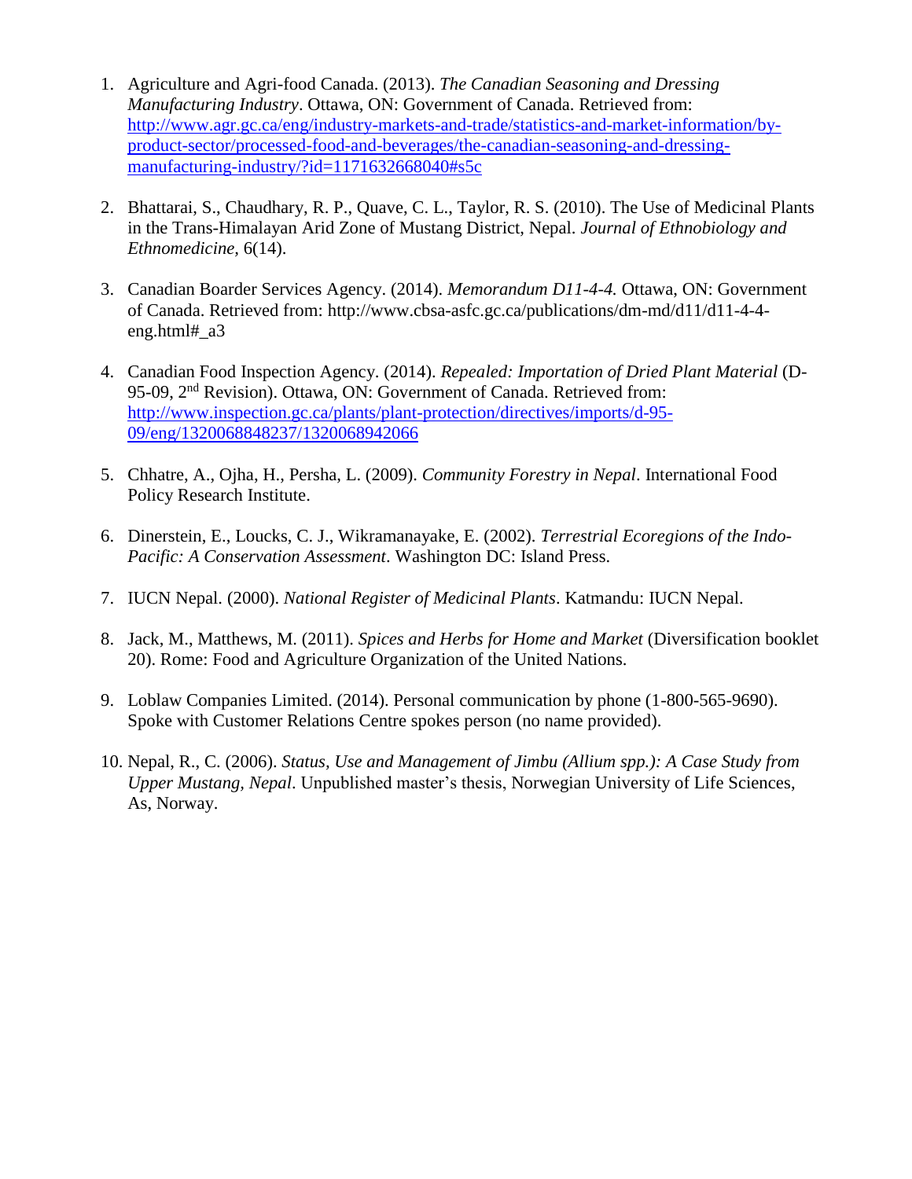1. Agriculture and Agri-food Canada. (2013). *The Canadian Seasoning and Dressing Manufacturing Industry*. Ottawa, ON: Government of Canada. Retrieved from: http://www.agr.gc.ca/eng/industry-markets-and-trade/statistics-and-market-information/by-product-sector/processed-food-and-beverages/the-canadian-seasoning-and-dressing-manufacturing-industry/?id=1171632668040#s5c

2. Bhattarai, S., Chaudhary, R. P., Quave, C. L., Taylor, R. S. (2010). The Use of Medicinal Plants in the Trans-Himalayan Arid Zone of Mustang District, Nepal. *Journal of Ethnobiology and Ethnomedicine,* 6(14).

3. Canadian Boarder Services Agency. (2014). *Memorandum D11-4-4.* Ottawa, ON: Government of Canada. Retrieved from: http://www.cbsa-asfc.gc.ca/publications/dm-md/d11/d11-4-4-eng.html#_a3

4. Canadian Food Inspection Agency. (2014). *Repealed: Importation of Dried Plant Material* (D-95-09, 2nd Revision). Ottawa, ON: Government of Canada. Retrieved from: http://www.inspection.gc.ca/plants/plant-protection/directives/imports/d-95-09/eng/1320068848237/1320068942066

5. Chhatre, A., Ojha, H., Persha, L. (2009). *Community Forestry in Nepal*. International Food Policy Research Institute.

6. Dinerstein, E., Loucks, C. J., Wikramanayake, E. (2002). *Terrestrial Ecoregions of the Indo-Pacific: A Conservation Assessment*. Washington DC: Island Press.

7. IUCN Nepal. (2000). *National Register of Medicinal Plants*. Katmandu: IUCN Nepal.

8. Jack, M., Matthews, M. (2011). *Spices and Herbs for Home and Market* (Diversification booklet 20). Rome: Food and Agriculture Organization of the United Nations.

9. Loblaw Companies Limited. (2014). Personal communication by phone (1-800-565-9690). Spoke with Customer Relations Centre spokes person (no name provided).

10. Nepal, R., C. (2006). *Status, Use and Management of Jimbu (Allium spp.): A Case Study from Upper Mustang, Nepal*. Unpublished master's thesis, Norwegian University of Life Sciences, As, Norway.